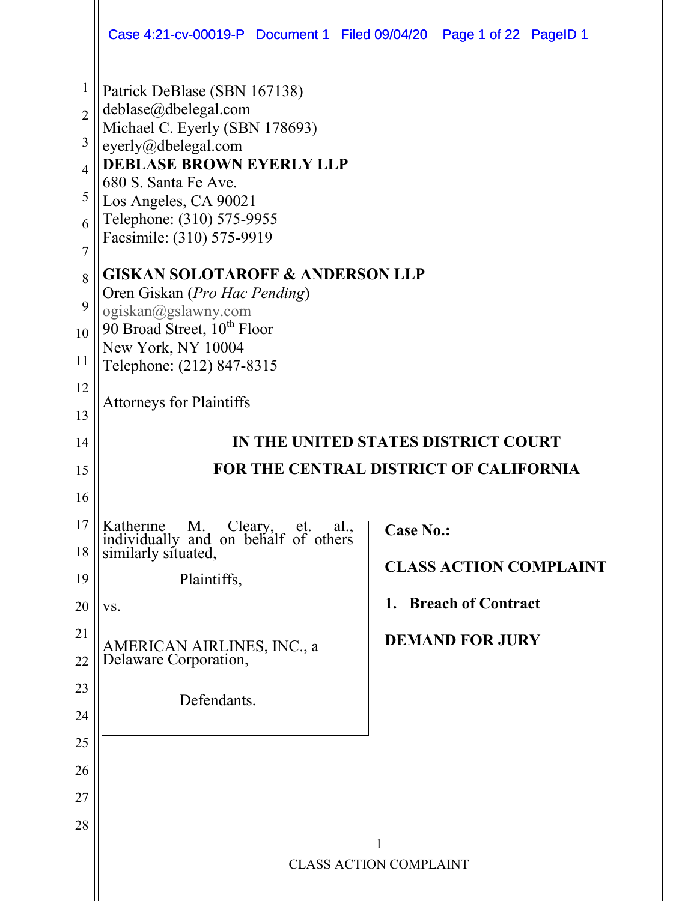Patrick DeBlase (SBN 167138)
deblase@dbelegal.com
Michael C. Eyerly (SBN 178693)
eyerly@dbelegal.com
**DEBLASE BROWN EYERLY LLP**
680 S. Santa Fe Ave.
Los Angeles, CA 90021
Telephone: (310) 575-9955
Facsimile: (310) 575-9919

**GISKAN SOLOTAROFF & ANDERSON LLP**
Oren Giskan (*Pro Hac Pending*)
ogiskan@gslawny.com
90 Broad Street, 10th Floor
New York, NY 10004
Telephone: (212) 847-8315

Attorneys for Plaintiffs

**IN THE UNITED STATES DISTRICT COURT**
**FOR THE CENTRAL DISTRICT OF CALIFORNIA**

Katherine M. Cleary, et. al., individually and on behalf of others similarly situated,

Plaintiffs,

vs.

AMERICAN AIRLINES, INC., a Delaware Corporation,

Defendants.

**Case No.:**

**CLASS ACTION COMPLAINT**

**1. Breach of Contract**

**DEMAND FOR JURY**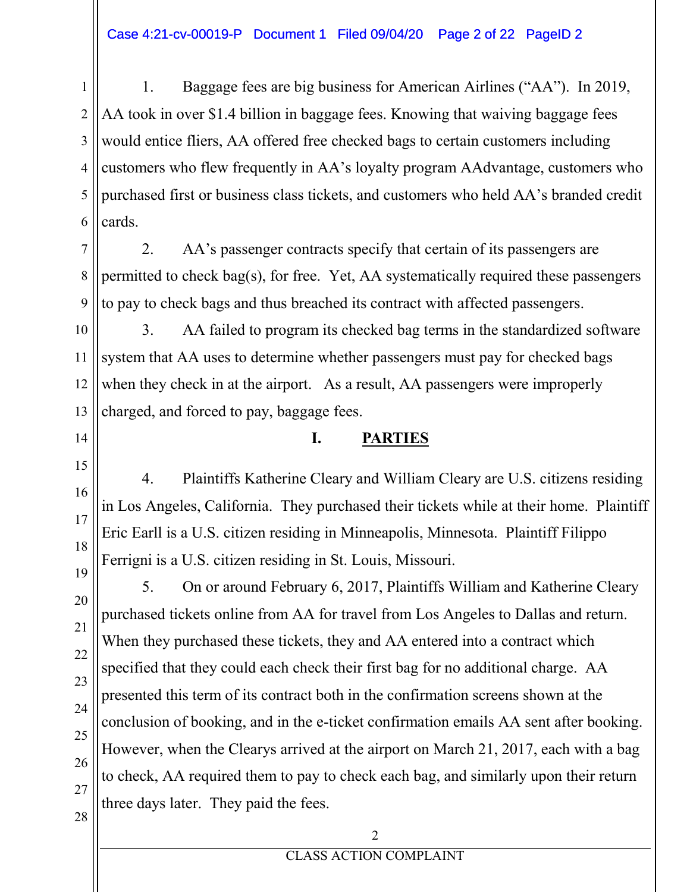1. Baggage fees are big business for American Airlines ("AA"). In 2019, AA took in over $1.4 billion in baggage fees. Knowing that waiving baggage fees would entice fliers, AA offered free checked bags to certain customers including customers who flew frequently in AA's loyalty program AAdvantage, customers who purchased first or business class tickets, and customers who held AA's branded credit cards.

2. AA's passenger contracts specify that certain of its passengers are permitted to check bag(s), for free. Yet, AA systematically required these passengers to pay to check bags and thus breached its contract with affected passengers.

3. AA failed to program its checked bag terms in the standardized software system that AA uses to determine whether passengers must pay for checked bags when they check in at the airport. As a result, AA passengers were improperly charged, and forced to pay, baggage fees.

## I. PARTIES

4. Plaintiffs Katherine Cleary and William Cleary are U.S. citizens residing in Los Angeles, California. They purchased their tickets while at their home. Plaintiff Eric Earll is a U.S. citizen residing in Minneapolis, Minnesota. Plaintiff Filippo Ferrigni is a U.S. citizen residing in St. Louis, Missouri.

5. On or around February 6, 2017, Plaintiffs William and Katherine Cleary purchased tickets online from AA for travel from Los Angeles to Dallas and return. When they purchased these tickets, they and AA entered into a contract which specified that they could each check their first bag for no additional charge. AA presented this term of its contract both in the confirmation screens shown at the conclusion of booking, and in the e-ticket confirmation emails AA sent after booking. However, when the Clearys arrived at the airport on March 21, 2017, each with a bag to check, AA required them to pay to check each bag, and similarly upon their return three days later. They paid the fees.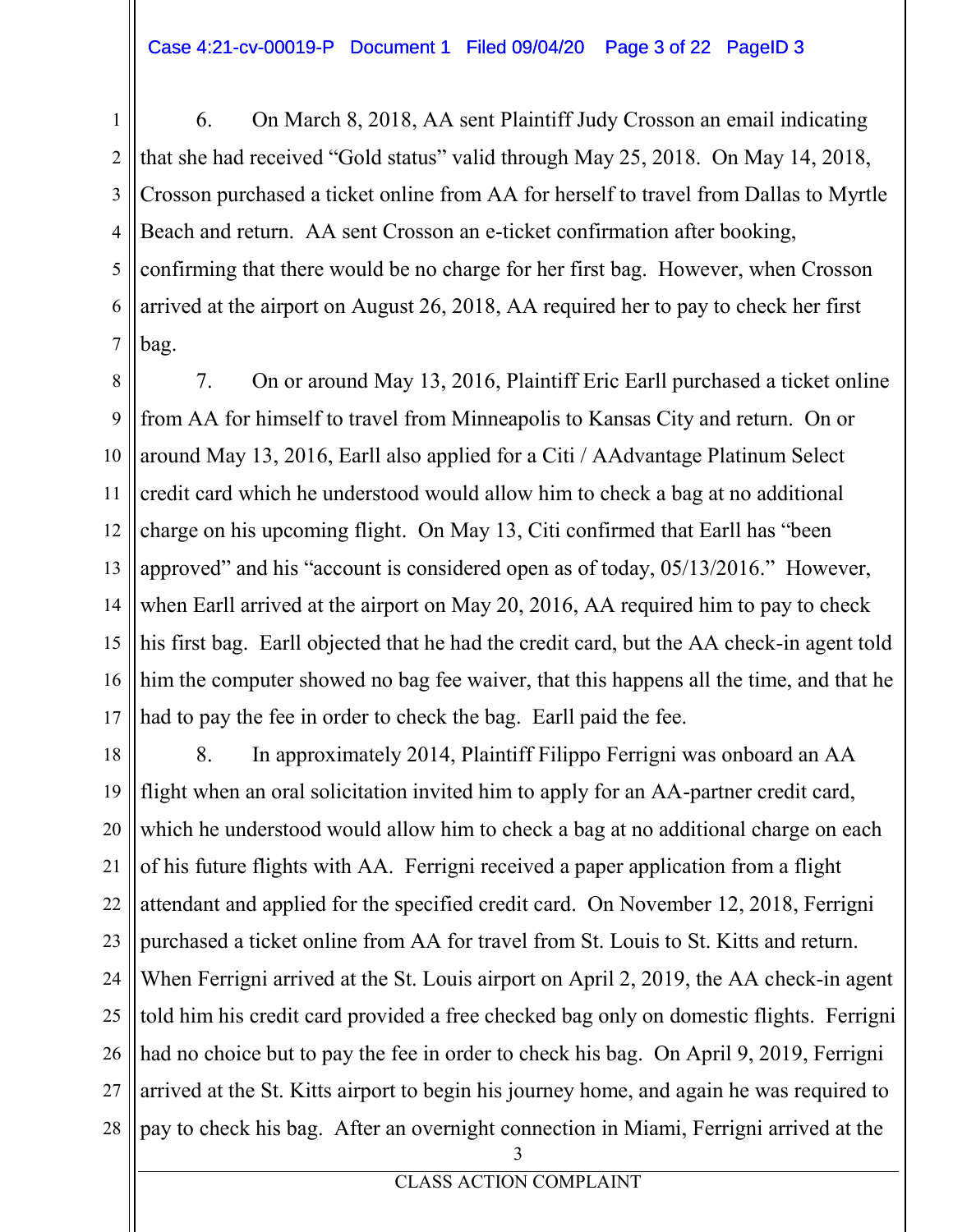6. On March 8, 2018, AA sent Plaintiff Judy Crosson an email indicating that she had received "Gold status" valid through May 25, 2018. On May 14, 2018, Crosson purchased a ticket online from AA for herself to travel from Dallas to Myrtle Beach and return. AA sent Crosson an e-ticket confirmation after booking, confirming that there would be no charge for her first bag. However, when Crosson arrived at the airport on August 26, 2018, AA required her to pay to check her first bag.

7. On or around May 13, 2016, Plaintiff Eric Earll purchased a ticket online from AA for himself to travel from Minneapolis to Kansas City and return. On or around May 13, 2016, Earll also applied for a Citi / AAdvantage Platinum Select credit card which he understood would allow him to check a bag at no additional charge on his upcoming flight. On May 13, Citi confirmed that Earll has "been approved" and his "account is considered open as of today, 05/13/2016." However, when Earll arrived at the airport on May 20, 2016, AA required him to pay to check his first bag. Earll objected that he had the credit card, but the AA check-in agent told him the computer showed no bag fee waiver, that this happens all the time, and that he had to pay the fee in order to check the bag. Earll paid the fee.

8. In approximately 2014, Plaintiff Filippo Ferrigni was onboard an AA flight when an oral solicitation invited him to apply for an AA-partner credit card, which he understood would allow him to check a bag at no additional charge on each of his future flights with AA. Ferrigni received a paper application from a flight attendant and applied for the specified credit card. On November 12, 2018, Ferrigni purchased a ticket online from AA for travel from St. Louis to St. Kitts and return. When Ferrigni arrived at the St. Louis airport on April 2, 2019, the AA check-in agent told him his credit card provided a free checked bag only on domestic flights. Ferrigni had no choice but to pay the fee in order to check his bag. On April 9, 2019, Ferrigni arrived at the St. Kitts airport to begin his journey home, and again he was required to pay to check his bag. After an overnight connection in Miami, Ferrigni arrived at the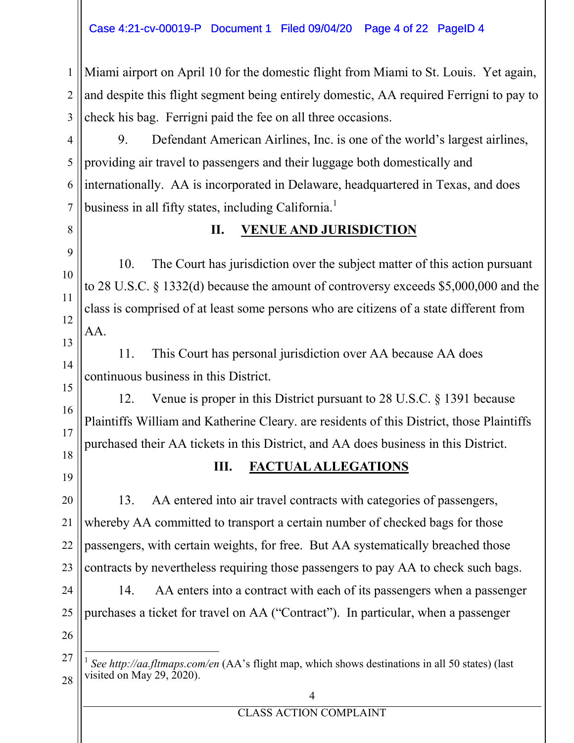Miami airport on April 10 for the domestic flight from Miami to St. Louis. Yet again, and despite this flight segment being entirely domestic, AA required Ferrigni to pay to check his bag. Ferrigni paid the fee on all three occasions.

9. Defendant American Airlines, Inc. is one of the world's largest airlines, providing air travel to passengers and their luggage both domestically and internationally. AA is incorporated in Delaware, headquartered in Texas, and does business in all fifty states, including California.[1]

## II. VENUE AND JURISDICTION

10. The Court has jurisdiction over the subject matter of this action pursuant to 28 U.S.C. § 1332(d) because the amount of controversy exceeds $5,000,000 and the class is comprised of at least some persons who are citizens of a state different from AA.

11. This Court has personal jurisdiction over AA because AA does continuous business in this District.

12. Venue is proper in this District pursuant to 28 U.S.C. § 1391 because Plaintiffs William and Katherine Cleary. are residents of this District, those Plaintiffs purchased their AA tickets in this District, and AA does business in this District.

## III. FACTUAL ALLEGATIONS

13. AA entered into air travel contracts with categories of passengers, whereby AA committed to transport a certain number of checked bags for those passengers, with certain weights, for free. But AA systematically breached those contracts by nevertheless requiring those passengers to pay AA to check such bags.

14. AA enters into a contract with each of its passengers when a passenger purchases a ticket for travel on AA ("Contract"). In particular, when a passenger

---

[1] *See http://aa.fltmaps.com/en* (AA's flight map, which shows destinations in all 50 states) (last visited on May 29, 2020).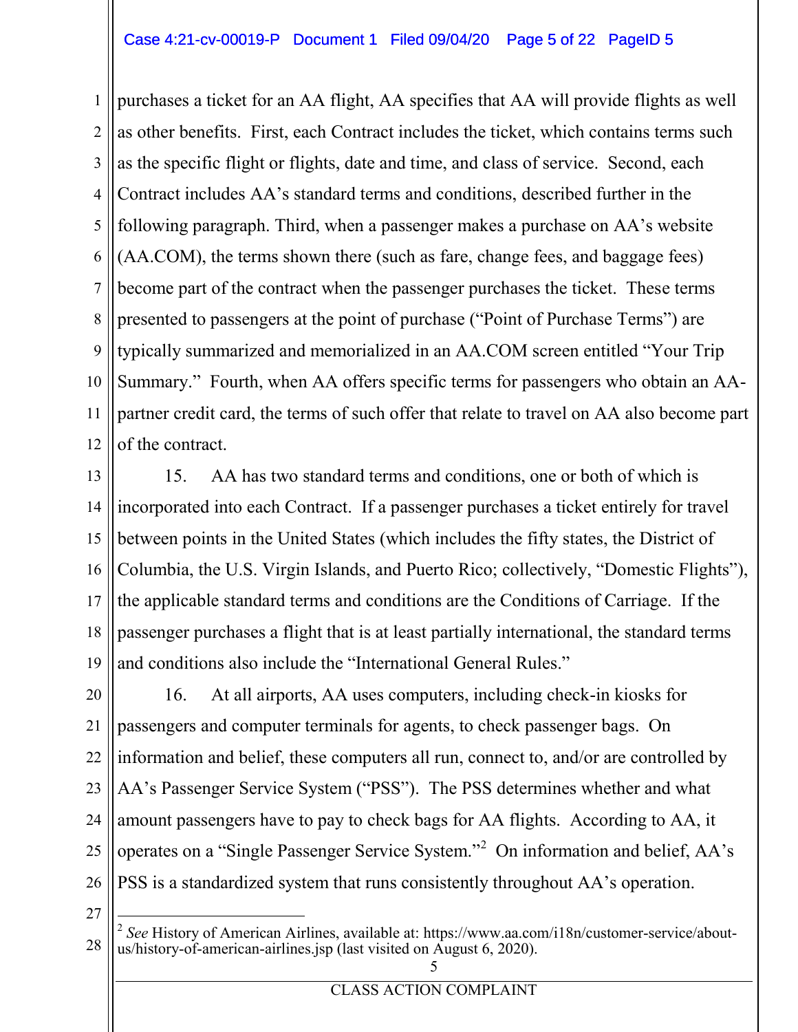purchases a ticket for an AA flight, AA specifies that AA will provide flights as well as other benefits. First, each Contract includes the ticket, which contains terms such as the specific flight or flights, date and time, and class of service. Second, each Contract includes AA's standard terms and conditions, described further in the following paragraph. Third, when a passenger makes a purchase on AA's website (AA.COM), the terms shown there (such as fare, change fees, and baggage fees) become part of the contract when the passenger purchases the ticket. These terms presented to passengers at the point of purchase ("Point of Purchase Terms") are typically summarized and memorialized in an AA.COM screen entitled "Your Trip Summary." Fourth, when AA offers specific terms for passengers who obtain an AA-partner credit card, the terms of such offer that relate to travel on AA also become part of the contract.

15. AA has two standard terms and conditions, one or both of which is incorporated into each Contract. If a passenger purchases a ticket entirely for travel between points in the United States (which includes the fifty states, the District of Columbia, the U.S. Virgin Islands, and Puerto Rico; collectively, "Domestic Flights"), the applicable standard terms and conditions are the Conditions of Carriage. If the passenger purchases a flight that is at least partially international, the standard terms and conditions also include the "International General Rules."

16. At all airports, AA uses computers, including check-in kiosks for passengers and computer terminals for agents, to check passenger bags. On information and belief, these computers all run, connect to, and/or are controlled by AA's Passenger Service System ("PSS"). The PSS determines whether and what amount passengers have to pay to check bags for AA flights. According to AA, it operates on a "Single Passenger Service System."[2] On information and belief, AA's PSS is a standardized system that runs consistently throughout AA's operation.

---

[2] *See* History of American Airlines, available at: https://www.aa.com/i18n/customer-service/about-us/history-of-american-airlines.jsp (last visited on August 6, 2020).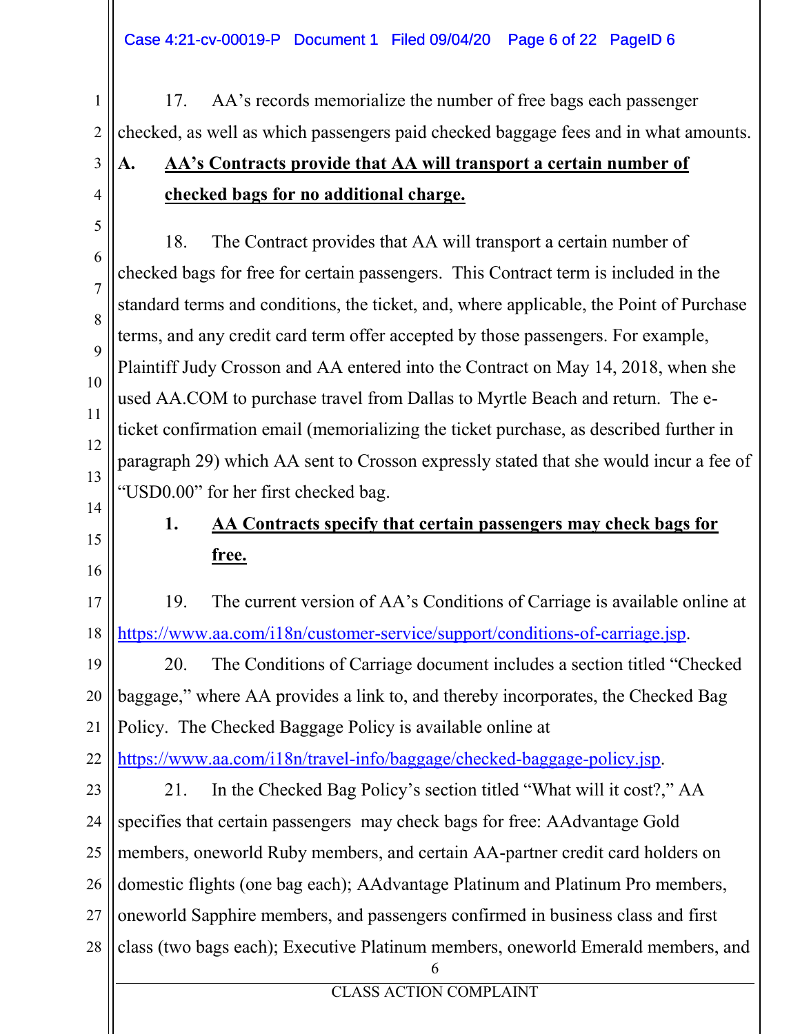17. AA's records memorialize the number of free bags each passenger checked, as well as which passengers paid checked baggage fees and in what amounts.

**A. <u>AA's Contracts provide that AA will transport a certain number of checked bags for no additional charge.</u>**

18. The Contract provides that AA will transport a certain number of checked bags for free for certain passengers. This Contract term is included in the standard terms and conditions, the ticket, and, where applicable, the Point of Purchase terms, and any credit card term offer accepted by those passengers. For example, Plaintiff Judy Crosson and AA entered into the Contract on May 14, 2018, when she used AA.COM to purchase travel from Dallas to Myrtle Beach and return. The e-ticket confirmation email (memorializing the ticket purchase, as described further in paragraph 29) which AA sent to Crosson expressly stated that she would incur a fee of "USD0.00" for her first checked bag.

**1. <u>AA Contracts specify that certain passengers may check bags for free.</u>**

19. The current version of AA's Conditions of Carriage is available online at https://www.aa.com/i18n/customer-service/support/conditions-of-carriage.jsp.

20. The Conditions of Carriage document includes a section titled "Checked baggage," where AA provides a link to, and thereby incorporates, the Checked Bag Policy. The Checked Baggage Policy is available online at https://www.aa.com/i18n/travel-info/baggage/checked-baggage-policy.jsp.

21. In the Checked Bag Policy's section titled "What will it cost?," AA specifies that certain passengers may check bags for free: AAdvantage Gold members, oneworld Ruby members, and certain AA-partner credit card holders on domestic flights (one bag each); AAdvantage Platinum and Platinum Pro members, oneworld Sapphire members, and passengers confirmed in business class and first class (two bags each); Executive Platinum members, oneworld Emerald members, and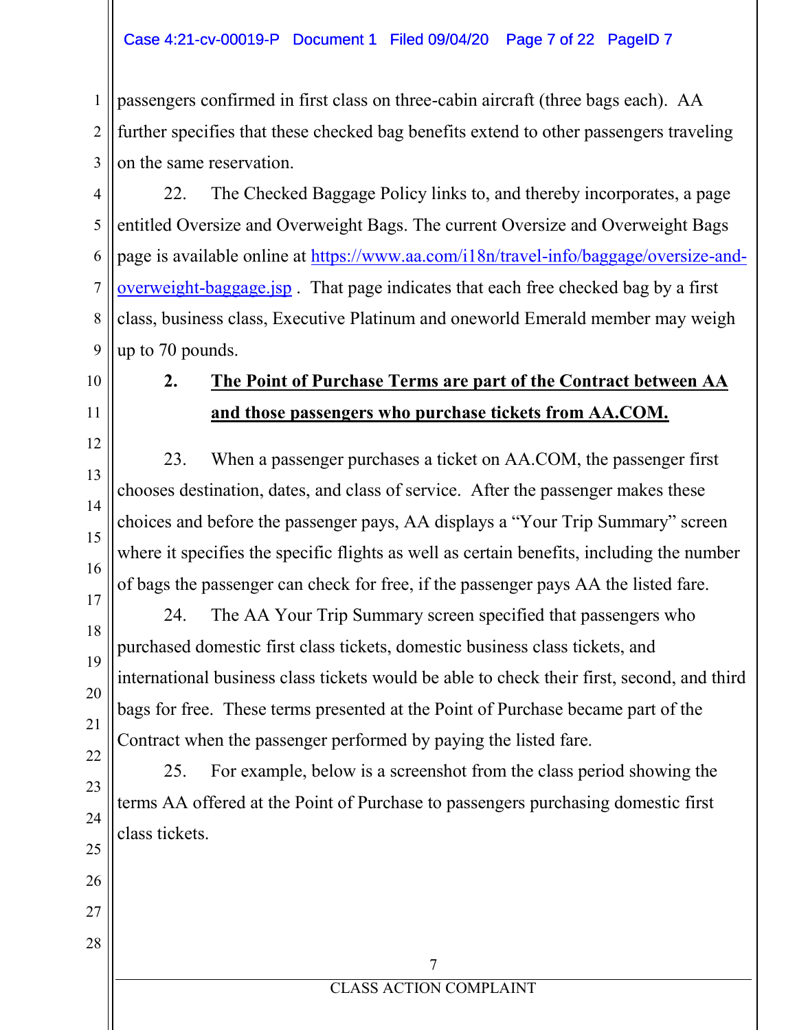passengers confirmed in first class on three-cabin aircraft (three bags each). AA further specifies that these checked bag benefits extend to other passengers traveling on the same reservation.

22. The Checked Baggage Policy links to, and thereby incorporates, a page entitled Oversize and Overweight Bags. The current Oversize and Overweight Bags page is available online at https://www.aa.com/i18n/travel-info/baggage/oversize-and-overweight-baggage.jsp . That page indicates that each free checked bag by a first class, business class, Executive Platinum and oneworld Emerald member may weigh up to 70 pounds.

### 2. **The Point of Purchase Terms are part of the Contract between AA and those passengers who purchase tickets from AA.COM.**

23. When a passenger purchases a ticket on AA.COM, the passenger first chooses destination, dates, and class of service. After the passenger makes these choices and before the passenger pays, AA displays a "Your Trip Summary" screen where it specifies the specific flights as well as certain benefits, including the number of bags the passenger can check for free, if the passenger pays AA the listed fare.

24. The AA Your Trip Summary screen specified that passengers who purchased domestic first class tickets, domestic business class tickets, and international business class tickets would be able to check their first, second, and third bags for free. These terms presented at the Point of Purchase became part of the Contract when the passenger performed by paying the listed fare.

25. For example, below is a screenshot from the class period showing the terms AA offered at the Point of Purchase to passengers purchasing domestic first class tickets.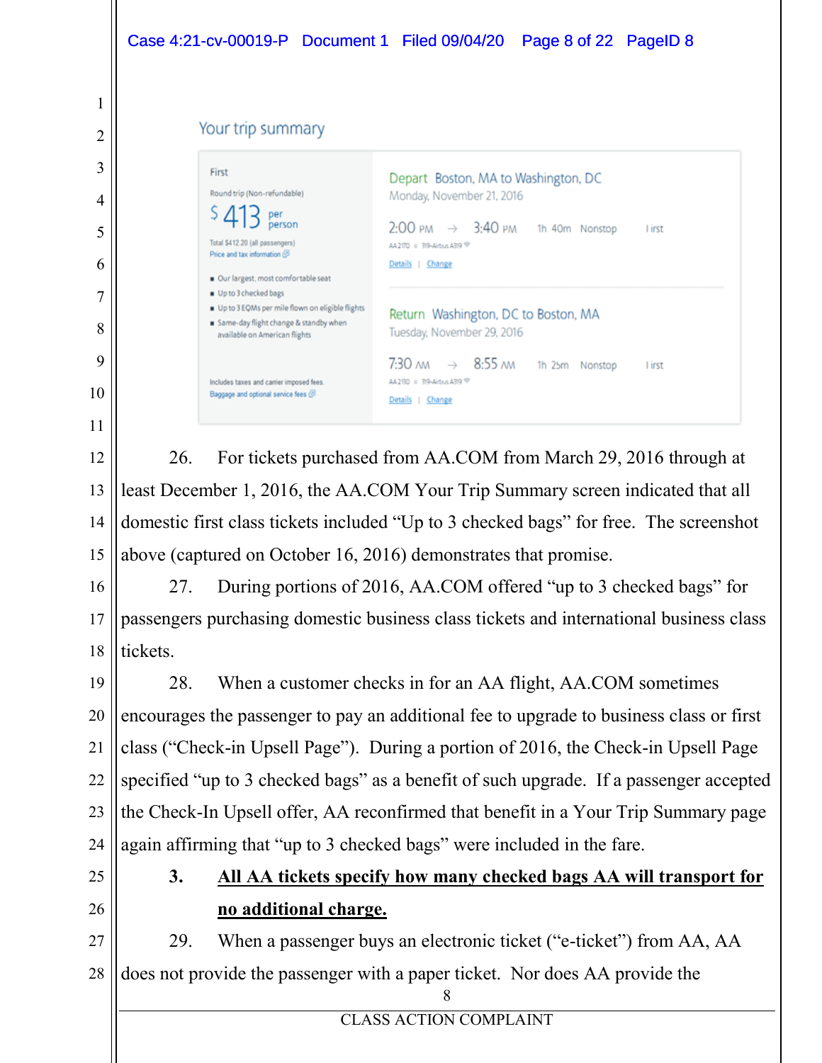Your trip summary

First

Round trip (Non-refundable)

$413 per person

Total $412.20 (all passengers)
Price and tax information

- Our largest, most comfortable seat
- Up to 3 checked bags
- Up to 3 EQMs per mile flown on eligible flights
- Same-day flight change & standby when available on American flights

Includes taxes and carrier imposed fees.
Baggage and optional service fees

Depart Boston, MA to Washington, DC
Monday, November 21, 2016

2:00 PM → 3:40 PM 1h 40m Nonstop First
AA 2170 ▫ 319-Airbus A319
Details | Change

Return Washington, DC to Boston, MA
Tuesday, November 29, 2016

7:30 AM → 8:55 AM 1h 25m Nonstop First
AA 2130 ▫ 319-Airbus A319
Details | Change

26. For tickets purchased from AA.COM from March 29, 2016 through at least December 1, 2016, the AA.COM Your Trip Summary screen indicated that all domestic first class tickets included "Up to 3 checked bags" for free. The screenshot above (captured on October 16, 2016) demonstrates that promise.

27. During portions of 2016, AA.COM offered "up to 3 checked bags" for passengers purchasing domestic business class tickets and international business class tickets.

28. When a customer checks in for an AA flight, AA.COM sometimes encourages the passenger to pay an additional fee to upgrade to business class or first class ("Check-in Upsell Page"). During a portion of 2016, the Check-in Upsell Page specified "up to 3 checked bags" as a benefit of such upgrade. If a passenger accepted the Check-In Upsell offer, AA reconfirmed that benefit in a Your Trip Summary page again affirming that "up to 3 checked bags" were included in the fare.

**3. <u>All AA tickets specify how many checked bags AA will transport for no additional charge.</u>**

29. When a passenger buys an electronic ticket ("e-ticket") from AA, AA does not provide the passenger with a paper ticket. Nor does AA provide the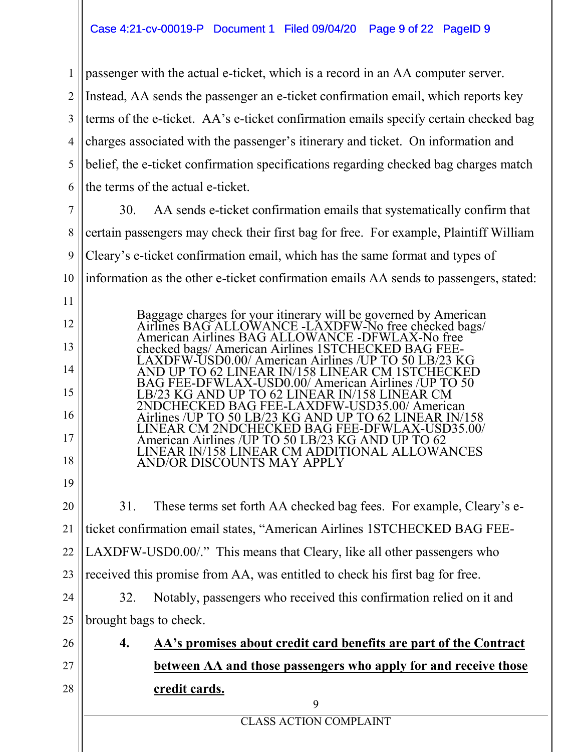passenger with the actual e-ticket, which is a record in an AA computer server. Instead, AA sends the passenger an e-ticket confirmation email, which reports key terms of the e-ticket. AA's e-ticket confirmation emails specify certain checked bag charges associated with the passenger's itinerary and ticket. On information and belief, the e-ticket confirmation specifications regarding checked bag charges match the terms of the actual e-ticket.

30. AA sends e-ticket confirmation emails that systematically confirm that certain passengers may check their first bag for free. For example, Plaintiff William Cleary's e-ticket confirmation email, which has the same format and types of information as the other e-ticket confirmation emails AA sends to passengers, stated:

> Baggage charges for your itinerary will be governed by American Airlines BAG ALLOWANCE -LAXDFW-No free checked bags/ American Airlines BAG ALLOWANCE -DFWLAX-No free checked bags/ American Airlines 1STCHECKED BAG FEE-LAXDFW-USD0.00/ American Airlines /UP TO 50 LB/23 KG AND UP TO 62 LINEAR IN/158 LINEAR CM 1STCHECKED BAG FEE-DFWLAX-USD0.00/ American Airlines /UP TO 50 LB/23 KG AND UP TO 62 LINEAR IN/158 LINEAR CM 2NDCHECKED BAG FEE-LAXDFW-USD35.00/ American Airlines /UP TO 50 LB/23 KG AND UP TO 62 LINEAR IN/158 LINEAR CM 2NDCHECKED BAG FEE-DFWLAX-USD35.00/ American Airlines /UP TO 50 LB/23 KG AND UP TO 62 LINEAR IN/158 LINEAR CM ADDITIONAL ALLOWANCES AND/OR DISCOUNTS MAY APPLY

31. These terms set forth AA checked bag fees. For example, Cleary's e-ticket confirmation email states, "American Airlines 1STCHECKED BAG FEE-LAXDFW-USD0.00/." This means that Cleary, like all other passengers who received this promise from AA, was entitled to check his first bag for free.

32. Notably, passengers who received this confirmation relied on it and brought bags to check.

**4. <u>AA's promises about credit card benefits are part of the Contract between AA and those passengers who apply for and receive those credit cards.</u>**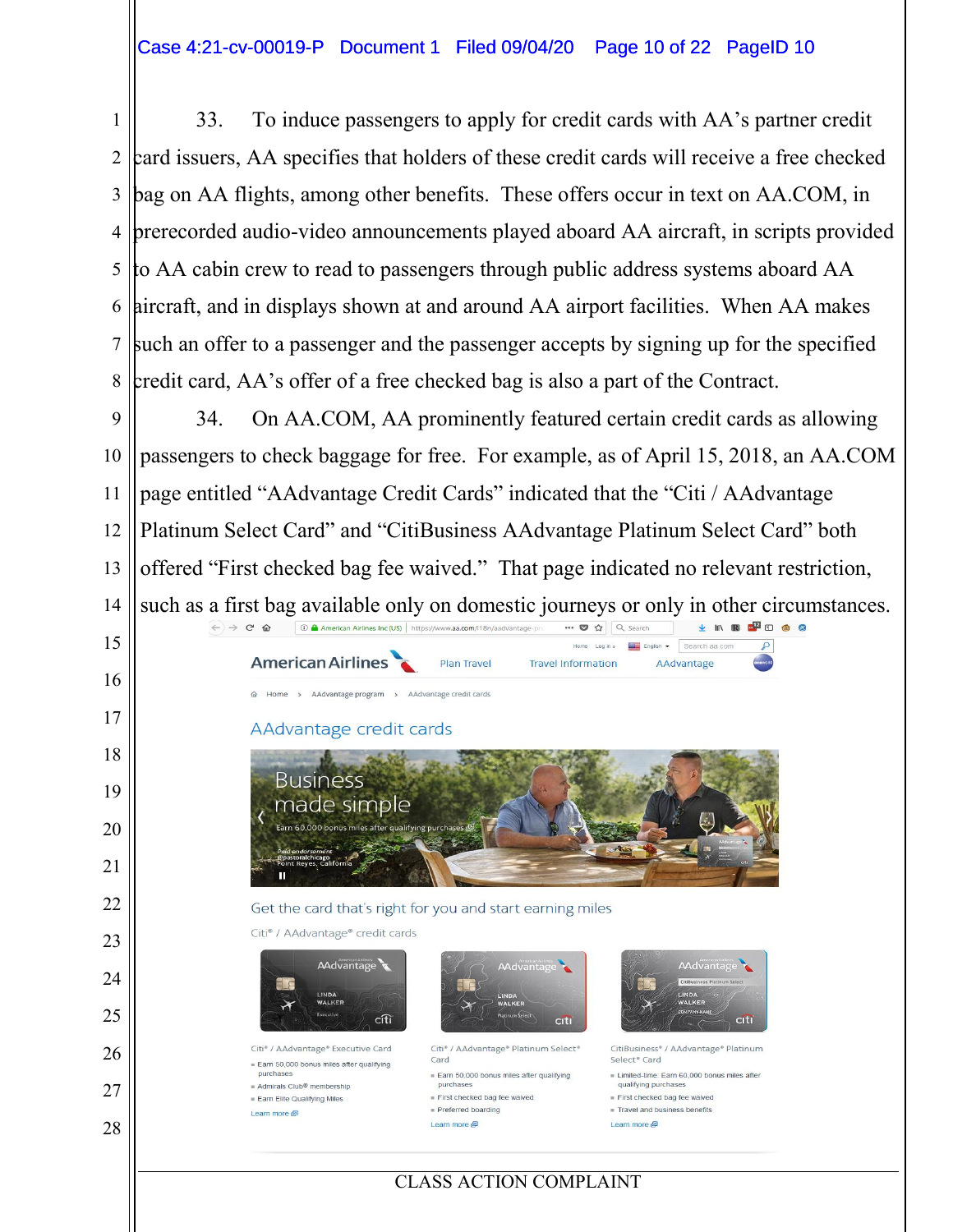33. To induce passengers to apply for credit cards with AA's partner credit card issuers, AA specifies that holders of these credit cards will receive a free checked bag on AA flights, among other benefits. These offers occur in text on AA.COM, in prerecorded audio-video announcements played aboard AA aircraft, in scripts provided to AA cabin crew to read to passengers through public address systems aboard AA aircraft, and in displays shown at and around AA airport facilities. When AA makes such an offer to a passenger and the passenger accepts by signing up for the specified credit card, AA's offer of a free checked bag is also a part of the Contract.

34. On AA.COM, AA prominently featured certain credit cards as allowing passengers to check baggage for free. For example, as of April 15, 2018, an AA.COM page entitled "AAdvantage Credit Cards" indicated that the "Citi / AAdvantage Platinum Select Card" and "CitiBusiness AAdvantage Platinum Select Card" both offered "First checked bag fee waived." That page indicated no relevant restriction, such as a first bag available only on domestic journeys or only in other circumstances.

American Airlines | Plan Travel | Travel Information | AAdvantage

Home > AAdvantage program > AAdvantage credit cards

AAdvantage credit cards

Business made simple

Earn 60,000 bonus miles after qualifying purchases

Get the card that's right for you and start earning miles

Citi® / AAdvantage® credit cards

Citi® / AAdvantage® Executive Card
- Earn 50,000 bonus miles after qualifying purchases
- Admirals Club® membership
- Earn Elite Qualifying Miles

Learn more

Citi® / AAdvantage® Platinum Select® Card
- Earn 50,000 bonus miles after qualifying purchases
- First checked bag fee waived
- Preferred boarding

Learn more

CitiBusiness® / AAdvantage® Platinum Select® Card
- Limited-time: Earn 60,000 bonus miles after qualifying purchases
- First checked bag fee waived
- Travel and business benefits

Learn more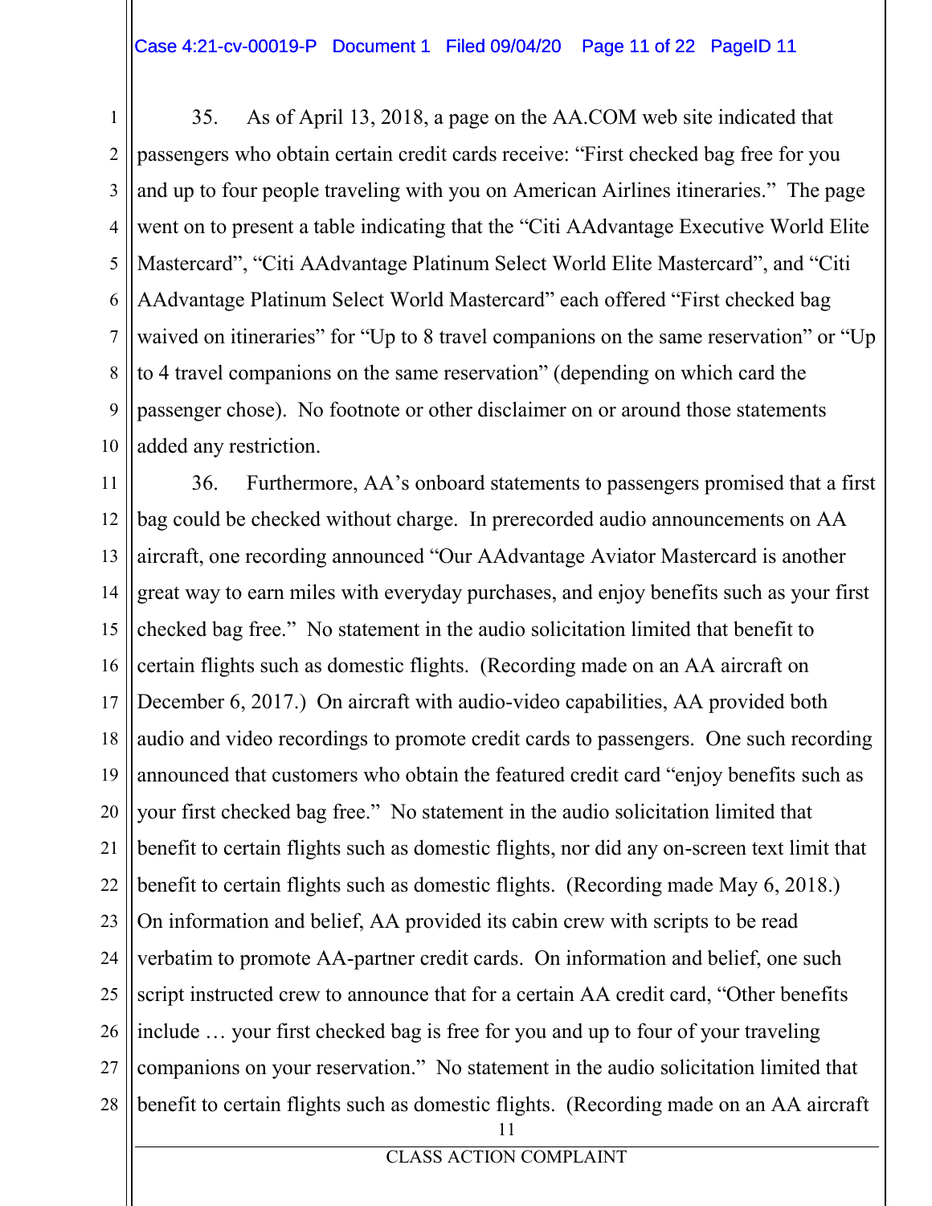35. As of April 13, 2018, a page on the AA.COM web site indicated that passengers who obtain certain credit cards receive: "First checked bag free for you and up to four people traveling with you on American Airlines itineraries." The page went on to present a table indicating that the "Citi AAdvantage Executive World Elite Mastercard", "Citi AAdvantage Platinum Select World Elite Mastercard", and "Citi AAdvantage Platinum Select World Mastercard" each offered "First checked bag waived on itineraries" for "Up to 8 travel companions on the same reservation" or "Up to 4 travel companions on the same reservation" (depending on which card the passenger chose). No footnote or other disclaimer on or around those statements added any restriction.

36. Furthermore, AA's onboard statements to passengers promised that a first bag could be checked without charge. In prerecorded audio announcements on AA aircraft, one recording announced "Our AAdvantage Aviator Mastercard is another great way to earn miles with everyday purchases, and enjoy benefits such as your first checked bag free." No statement in the audio solicitation limited that benefit to certain flights such as domestic flights. (Recording made on an AA aircraft on December 6, 2017.) On aircraft with audio-video capabilities, AA provided both audio and video recordings to promote credit cards to passengers. One such recording announced that customers who obtain the featured credit card "enjoy benefits such as your first checked bag free." No statement in the audio solicitation limited that benefit to certain flights such as domestic flights, nor did any on-screen text limit that benefit to certain flights such as domestic flights. (Recording made May 6, 2018.) On information and belief, AA provided its cabin crew with scripts to be read verbatim to promote AA-partner credit cards. On information and belief, one such script instructed crew to announce that for a certain AA credit card, "Other benefits include … your first checked bag is free for you and up to four of your traveling companions on your reservation." No statement in the audio solicitation limited that benefit to certain flights such as domestic flights. (Recording made on an AA aircraft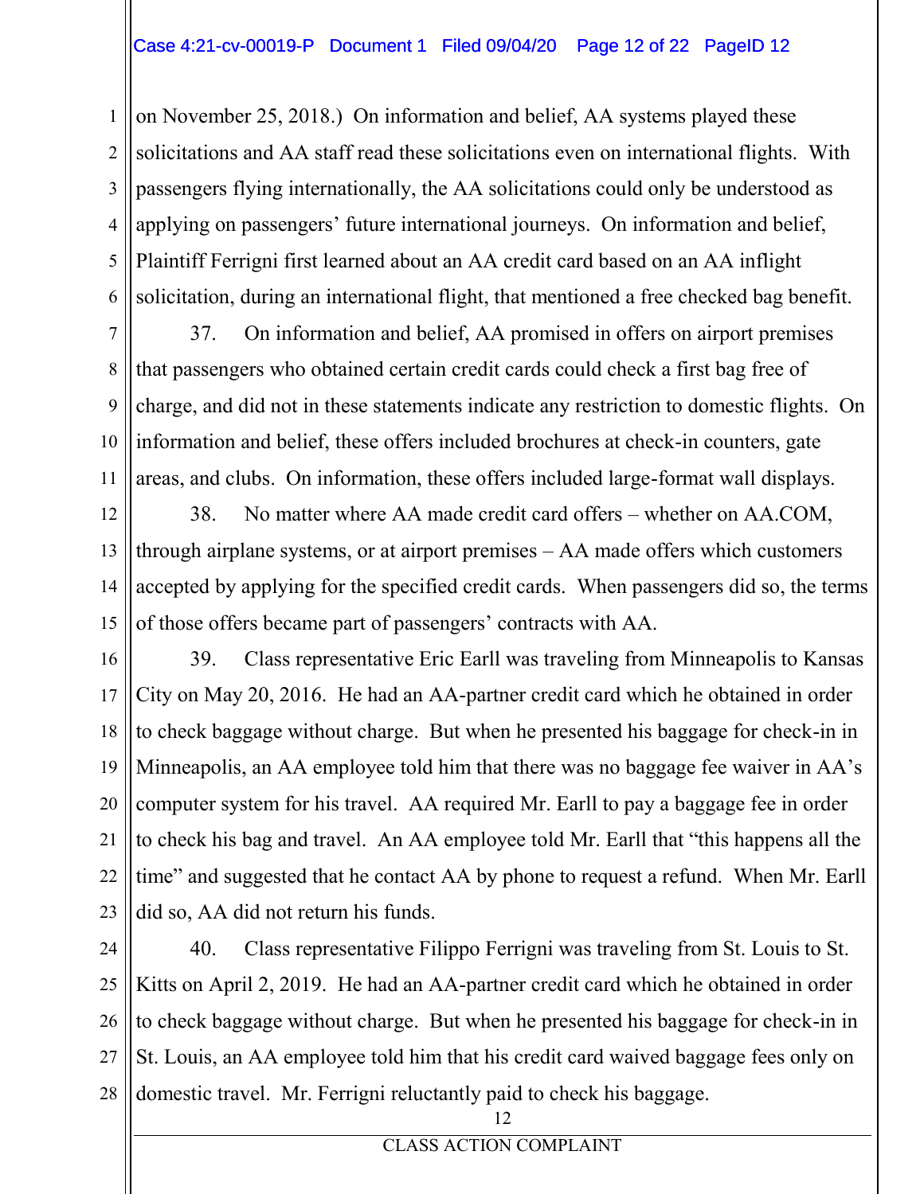on November 25, 2018.) On information and belief, AA systems played these solicitations and AA staff read these solicitations even on international flights. With passengers flying internationally, the AA solicitations could only be understood as applying on passengers' future international journeys. On information and belief, Plaintiff Ferrigni first learned about an AA credit card based on an AA inflight solicitation, during an international flight, that mentioned a free checked bag benefit.

37. On information and belief, AA promised in offers on airport premises that passengers who obtained certain credit cards could check a first bag free of charge, and did not in these statements indicate any restriction to domestic flights. On information and belief, these offers included brochures at check-in counters, gate areas, and clubs. On information, these offers included large-format wall displays.

38. No matter where AA made credit card offers – whether on AA.COM, through airplane systems, or at airport premises – AA made offers which customers accepted by applying for the specified credit cards. When passengers did so, the terms of those offers became part of passengers' contracts with AA.

39. Class representative Eric Earll was traveling from Minneapolis to Kansas City on May 20, 2016. He had an AA-partner credit card which he obtained in order to check baggage without charge. But when he presented his baggage for check-in in Minneapolis, an AA employee told him that there was no baggage fee waiver in AA's computer system for his travel. AA required Mr. Earll to pay a baggage fee in order to check his bag and travel. An AA employee told Mr. Earll that "this happens all the time" and suggested that he contact AA by phone to request a refund. When Mr. Earll did so, AA did not return his funds.

40. Class representative Filippo Ferrigni was traveling from St. Louis to St. Kitts on April 2, 2019. He had an AA-partner credit card which he obtained in order to check baggage without charge. But when he presented his baggage for check-in in St. Louis, an AA employee told him that his credit card waived baggage fees only on domestic travel. Mr. Ferrigni reluctantly paid to check his baggage.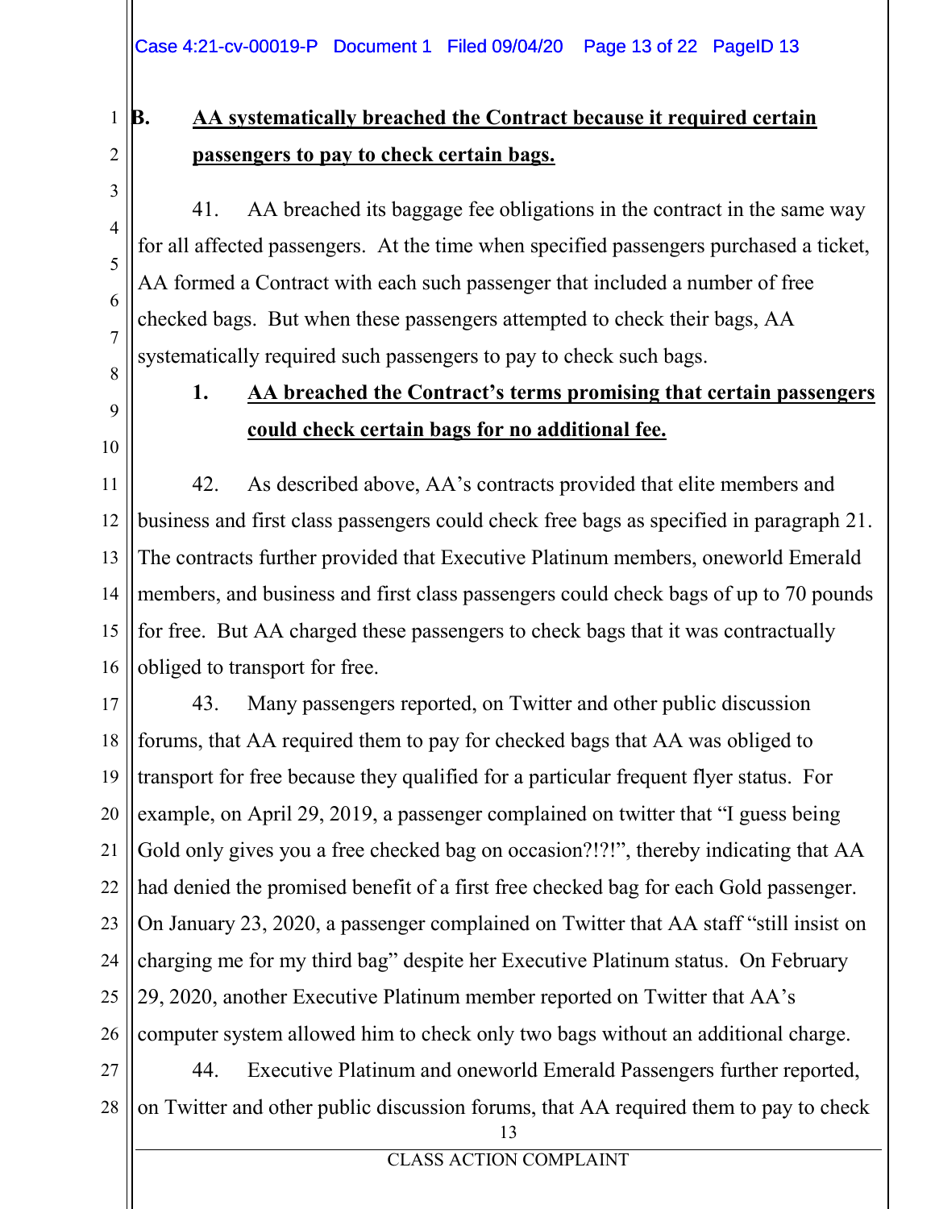## B. AA systematically breached the Contract because it required certain passengers to pay to check certain bags.

41. AA breached its baggage fee obligations in the contract in the same way for all affected passengers. At the time when specified passengers purchased a ticket, AA formed a Contract with each such passenger that included a number of free checked bags. But when these passengers attempted to check their bags, AA systematically required such passengers to pay to check such bags.

### 1. AA breached the Contract's terms promising that certain passengers could check certain bags for no additional fee.

42. As described above, AA's contracts provided that elite members and business and first class passengers could check free bags as specified in paragraph 21. The contracts further provided that Executive Platinum members, oneworld Emerald members, and business and first class passengers could check bags of up to 70 pounds for free. But AA charged these passengers to check bags that it was contractually obliged to transport for free.

43. Many passengers reported, on Twitter and other public discussion forums, that AA required them to pay for checked bags that AA was obliged to transport for free because they qualified for a particular frequent flyer status. For example, on April 29, 2019, a passenger complained on twitter that "I guess being Gold only gives you a free checked bag on occasion?!?!", thereby indicating that AA had denied the promised benefit of a first free checked bag for each Gold passenger. On January 23, 2020, a passenger complained on Twitter that AA staff "still insist on charging me for my third bag" despite her Executive Platinum status. On February 29, 2020, another Executive Platinum member reported on Twitter that AA's computer system allowed him to check only two bags without an additional charge.

44. Executive Platinum and oneworld Emerald Passengers further reported, on Twitter and other public discussion forums, that AA required them to pay to check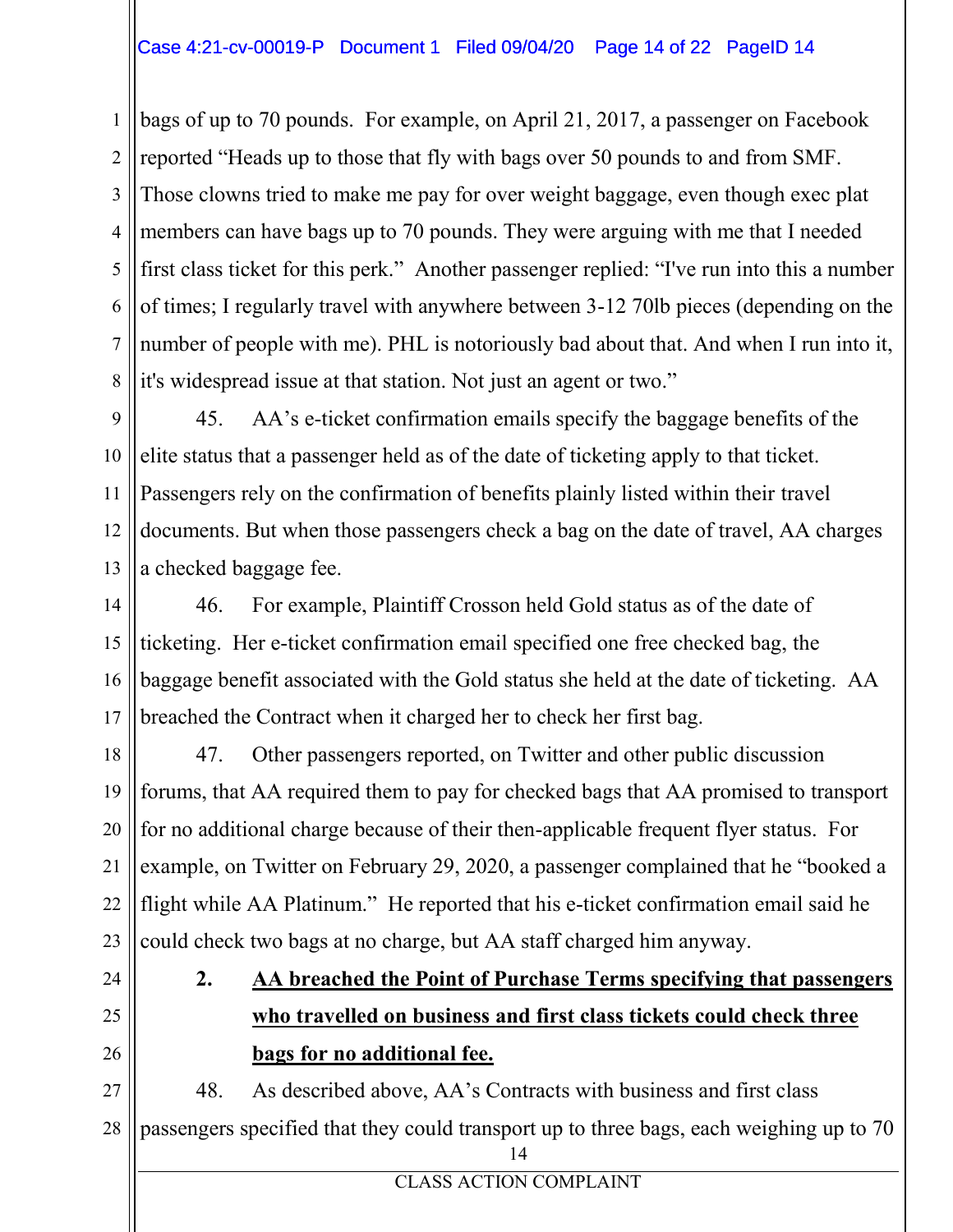bags of up to 70 pounds. For example, on April 21, 2017, a passenger on Facebook reported "Heads up to those that fly with bags over 50 pounds to and from SMF. Those clowns tried to make me pay for over weight baggage, even though exec plat members can have bags up to 70 pounds. They were arguing with me that I needed first class ticket for this perk." Another passenger replied: "I've run into this a number of times; I regularly travel with anywhere between 3-12 70lb pieces (depending on the number of people with me). PHL is notoriously bad about that. And when I run into it, it's widespread issue at that station. Not just an agent or two."

45. AA's e-ticket confirmation emails specify the baggage benefits of the elite status that a passenger held as of the date of ticketing apply to that ticket. Passengers rely on the confirmation of benefits plainly listed within their travel documents. But when those passengers check a bag on the date of travel, AA charges a checked baggage fee.

46. For example, Plaintiff Crosson held Gold status as of the date of ticketing. Her e-ticket confirmation email specified one free checked bag, the baggage benefit associated with the Gold status she held at the date of ticketing. AA breached the Contract when it charged her to check her first bag.

47. Other passengers reported, on Twitter and other public discussion forums, that AA required them to pay for checked bags that AA promised to transport for no additional charge because of their then-applicable frequent flyer status. For example, on Twitter on February 29, 2020, a passenger complained that he "booked a flight while AA Platinum." He reported that his e-ticket confirmation email said he could check two bags at no charge, but AA staff charged him anyway.

**2. <u>AA breached the Point of Purchase Terms specifying that passengers who travelled on business and first class tickets could check three bags for no additional fee.</u>**

48. As described above, AA's Contracts with business and first class passengers specified that they could transport up to three bags, each weighing up to 70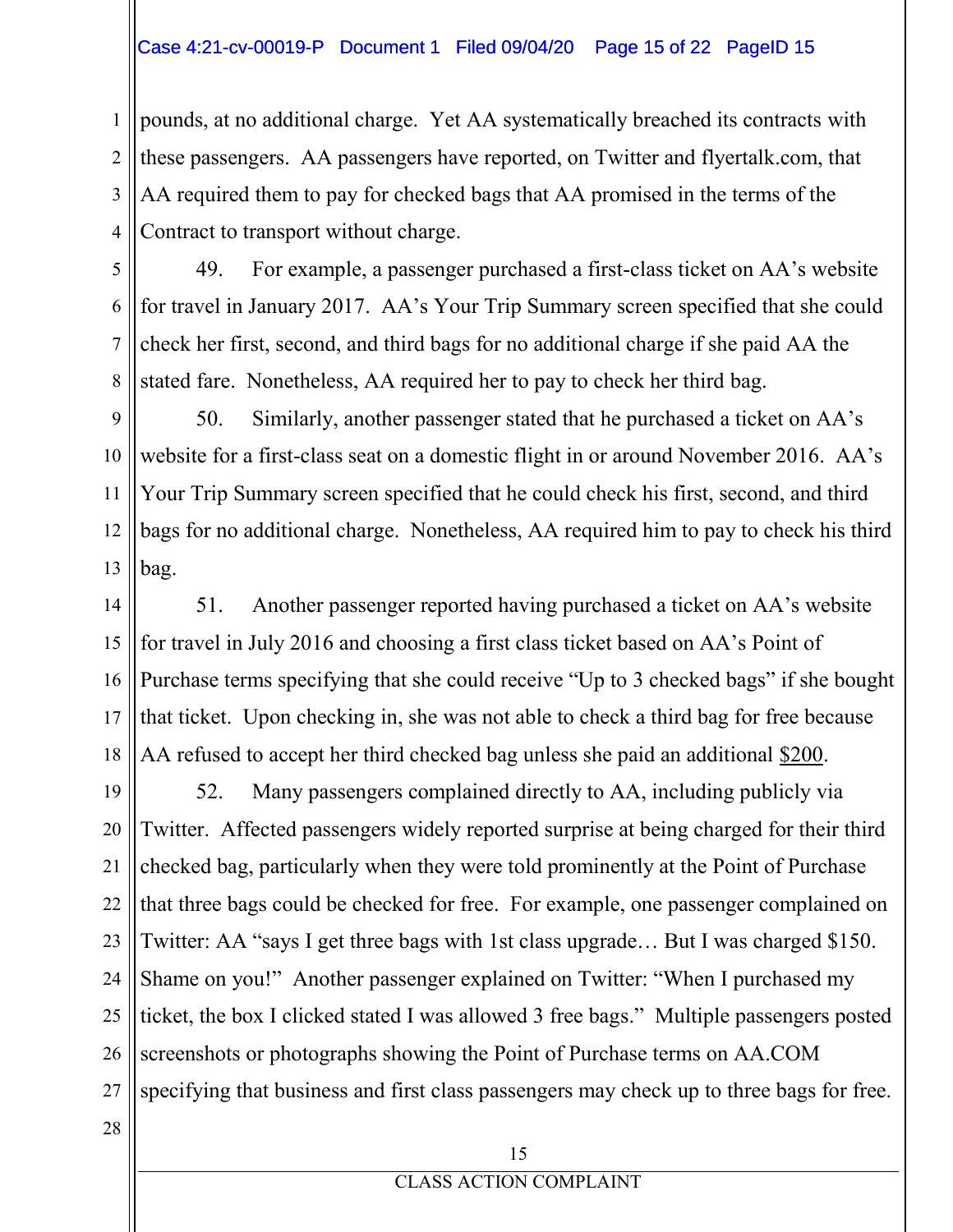pounds, at no additional charge. Yet AA systematically breached its contracts with these passengers. AA passengers have reported, on Twitter and flyertalk.com, that AA required them to pay for checked bags that AA promised in the terms of the Contract to transport without charge.

49. For example, a passenger purchased a first-class ticket on AA's website for travel in January 2017. AA's Your Trip Summary screen specified that she could check her first, second, and third bags for no additional charge if she paid AA the stated fare. Nonetheless, AA required her to pay to check her third bag.

50. Similarly, another passenger stated that he purchased a ticket on AA's website for a first-class seat on a domestic flight in or around November 2016. AA's Your Trip Summary screen specified that he could check his first, second, and third bags for no additional charge. Nonetheless, AA required him to pay to check his third bag.

51. Another passenger reported having purchased a ticket on AA's website for travel in July 2016 and choosing a first class ticket based on AA's Point of Purchase terms specifying that she could receive "Up to 3 checked bags" if she bought that ticket. Upon checking in, she was not able to check a third bag for free because AA refused to accept her third checked bag unless she paid an additional <u>$200</u>.

52. Many passengers complained directly to AA, including publicly via Twitter. Affected passengers widely reported surprise at being charged for their third checked bag, particularly when they were told prominently at the Point of Purchase that three bags could be checked for free. For example, one passenger complained on Twitter: AA "says I get three bags with 1st class upgrade… But I was charged $150. Shame on you!" Another passenger explained on Twitter: "When I purchased my ticket, the box I clicked stated I was allowed 3 free bags." Multiple passengers posted screenshots or photographs showing the Point of Purchase terms on AA.COM specifying that business and first class passengers may check up to three bags for free.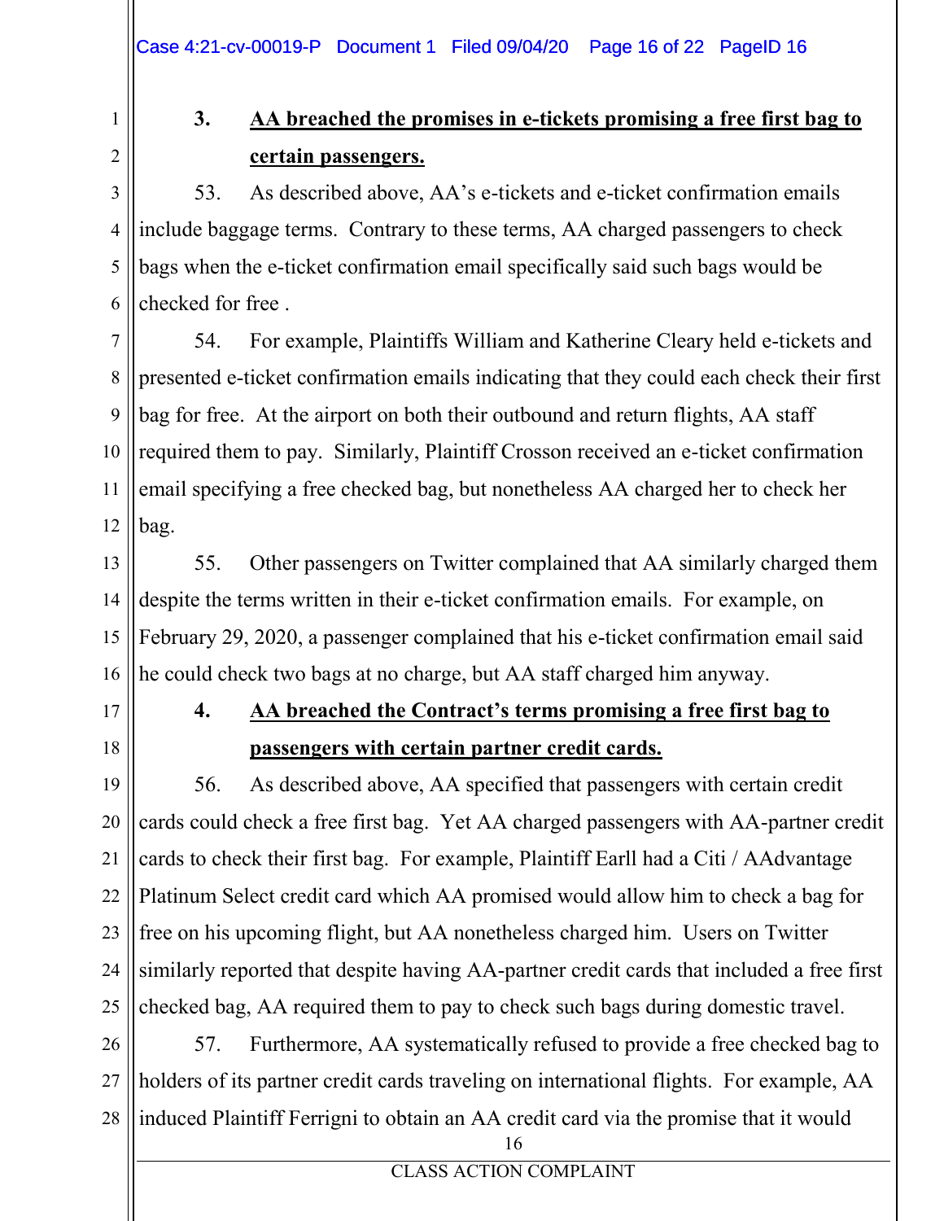### 3. **AA breached the promises in e-tickets promising a free first bag to certain passengers.**

53. As described above, AA's e-tickets and e-ticket confirmation emails include baggage terms. Contrary to these terms, AA charged passengers to check bags when the e-ticket confirmation email specifically said such bags would be checked for free .

54. For example, Plaintiffs William and Katherine Cleary held e-tickets and presented e-ticket confirmation emails indicating that they could each check their first bag for free. At the airport on both their outbound and return flights, AA staff required them to pay. Similarly, Plaintiff Crosson received an e-ticket confirmation email specifying a free checked bag, but nonetheless AA charged her to check her bag.

55. Other passengers on Twitter complained that AA similarly charged them despite the terms written in their e-ticket confirmation emails. For example, on February 29, 2020, a passenger complained that his e-ticket confirmation email said he could check two bags at no charge, but AA staff charged him anyway.

### 4. **AA breached the Contract's terms promising a free first bag to passengers with certain partner credit cards.**

56. As described above, AA specified that passengers with certain credit cards could check a free first bag. Yet AA charged passengers with AA-partner credit cards to check their first bag. For example, Plaintiff Earll had a Citi / AAdvantage Platinum Select credit card which AA promised would allow him to check a bag for free on his upcoming flight, but AA nonetheless charged him. Users on Twitter similarly reported that despite having AA-partner credit cards that included a free first checked bag, AA required them to pay to check such bags during domestic travel.

57. Furthermore, AA systematically refused to provide a free checked bag to holders of its partner credit cards traveling on international flights. For example, AA induced Plaintiff Ferrigni to obtain an AA credit card via the promise that it would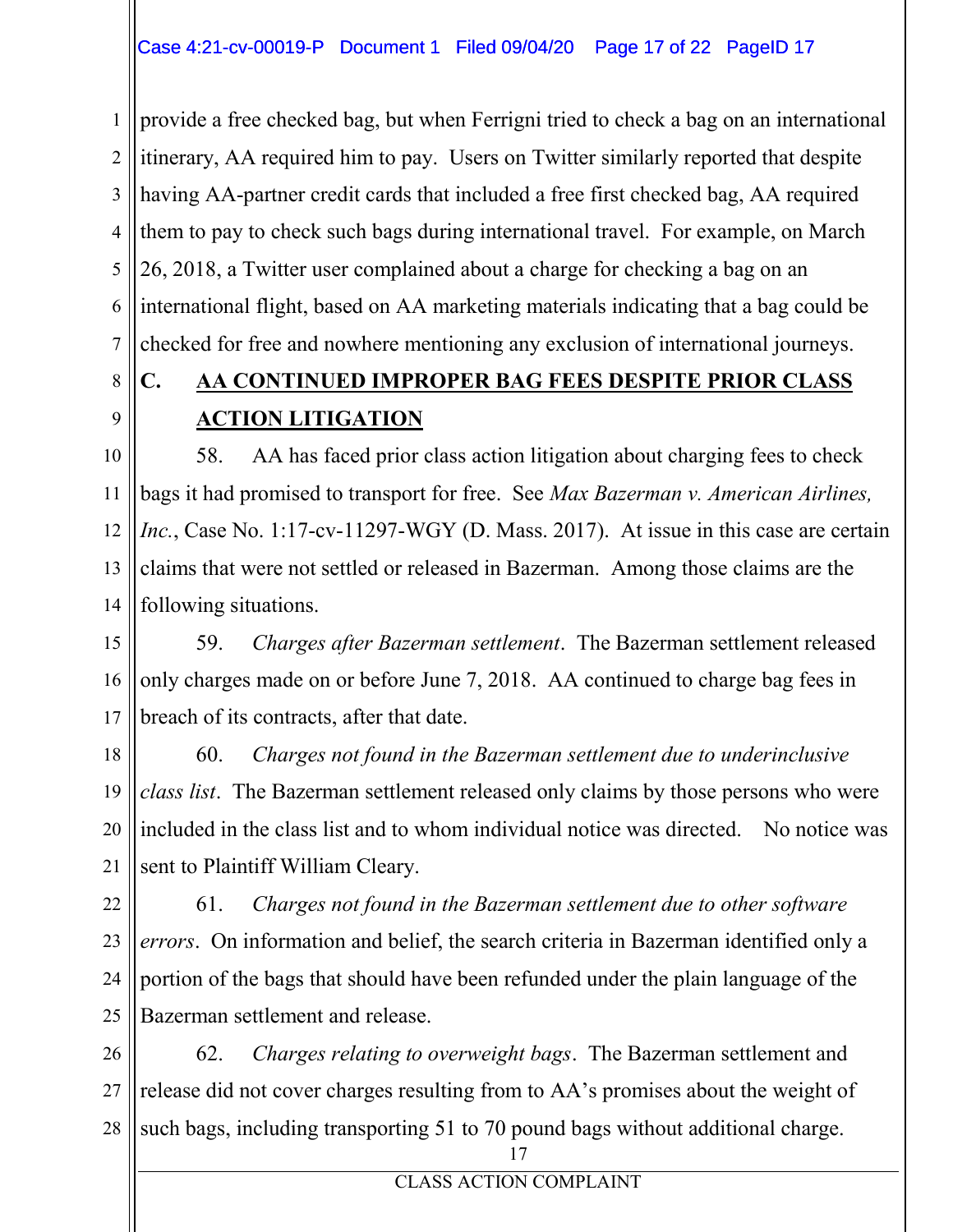provide a free checked bag, but when Ferrigni tried to check a bag on an international itinerary, AA required him to pay. Users on Twitter similarly reported that despite having AA-partner credit cards that included a free first checked bag, AA required them to pay to check such bags during international travel. For example, on March 26, 2018, a Twitter user complained about a charge for checking a bag on an international flight, based on AA marketing materials indicating that a bag could be checked for free and nowhere mentioning any exclusion of international journeys.

### C. AA CONTINUED IMPROPER BAG FEES DESPITE PRIOR CLASS ACTION LITIGATION

58. AA has faced prior class action litigation about charging fees to check bags it had promised to transport for free. See *Max Bazerman v. American Airlines, Inc.*, Case No. 1:17-cv-11297-WGY (D. Mass. 2017). At issue in this case are certain claims that were not settled or released in Bazerman. Among those claims are the following situations.

59. *Charges after Bazerman settlement*. The Bazerman settlement released only charges made on or before June 7, 2018. AA continued to charge bag fees in breach of its contracts, after that date.

60. *Charges not found in the Bazerman settlement due to underinclusive class list*. The Bazerman settlement released only claims by those persons who were included in the class list and to whom individual notice was directed. No notice was sent to Plaintiff William Cleary.

61. *Charges not found in the Bazerman settlement due to other software errors*. On information and belief, the search criteria in Bazerman identified only a portion of the bags that should have been refunded under the plain language of the Bazerman settlement and release.

62. *Charges relating to overweight bags*. The Bazerman settlement and release did not cover charges resulting from to AA's promises about the weight of such bags, including transporting 51 to 70 pound bags without additional charge.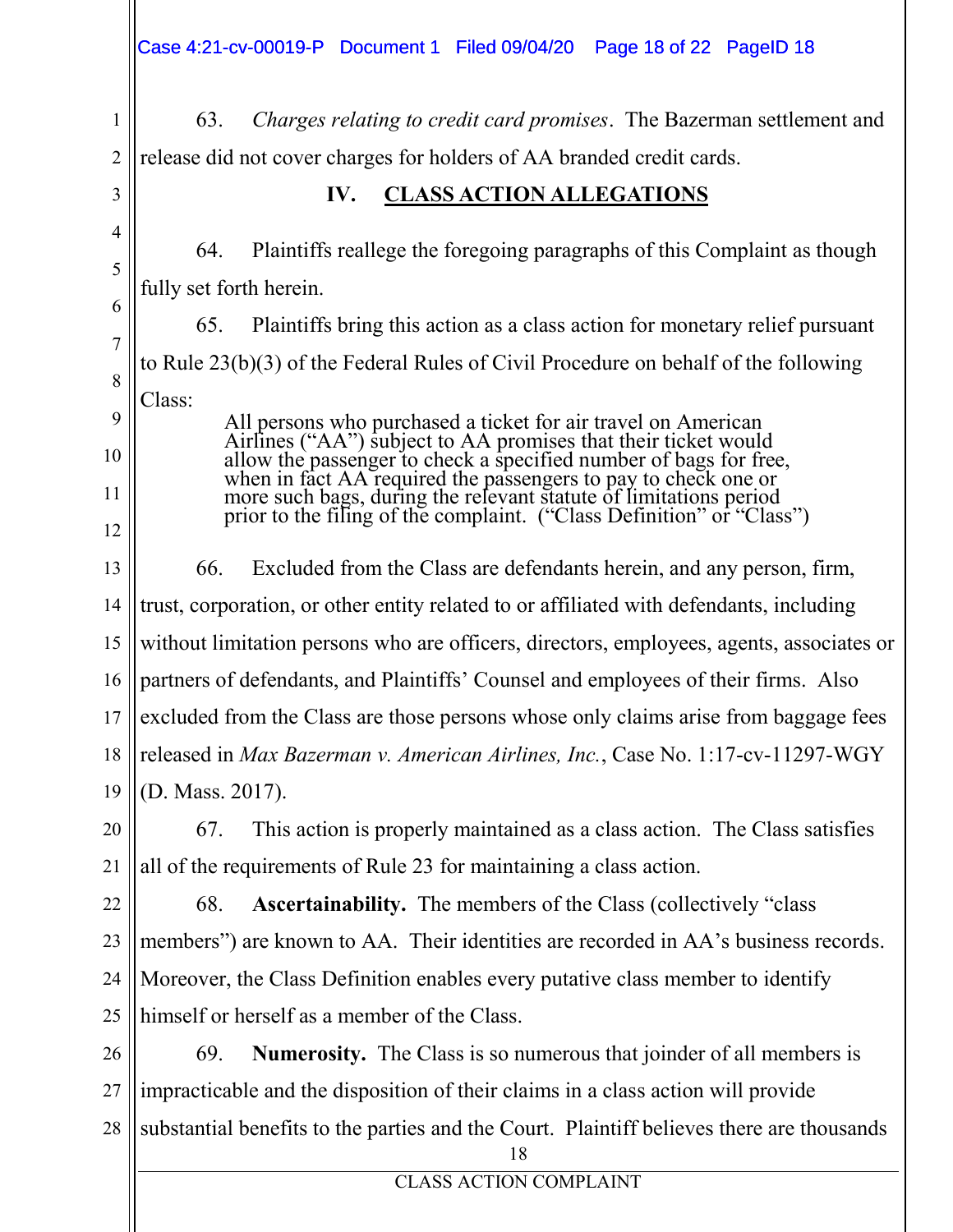63. *Charges relating to credit card promises*. The Bazerman settlement and release did not cover charges for holders of AA branded credit cards.

## IV. CLASS ACTION ALLEGATIONS

64. Plaintiffs reallege the foregoing paragraphs of this Complaint as though fully set forth herein.

65. Plaintiffs bring this action as a class action for monetary relief pursuant to Rule 23(b)(3) of the Federal Rules of Civil Procedure on behalf of the following Class:

> All persons who purchased a ticket for air travel on American Airlines ("AA") subject to AA promises that their ticket would allow the passenger to check a specified number of bags for free, when in fact AA required the passengers to pay to check one or more such bags, during the relevant statute of limitations period prior to the filing of the complaint. ("Class Definition" or "Class")

66. Excluded from the Class are defendants herein, and any person, firm, trust, corporation, or other entity related to or affiliated with defendants, including without limitation persons who are officers, directors, employees, agents, associates or partners of defendants, and Plaintiffs' Counsel and employees of their firms. Also excluded from the Class are those persons whose only claims arise from baggage fees released in *Max Bazerman v. American Airlines, Inc.*, Case No. 1:17-cv-11297-WGY (D. Mass. 2017).

67. This action is properly maintained as a class action. The Class satisfies all of the requirements of Rule 23 for maintaining a class action.

68. **Ascertainability.** The members of the Class (collectively "class members") are known to AA. Their identities are recorded in AA's business records. Moreover, the Class Definition enables every putative class member to identify himself or herself as a member of the Class.

69. **Numerosity.** The Class is so numerous that joinder of all members is impracticable and the disposition of their claims in a class action will provide substantial benefits to the parties and the Court. Plaintiff believes there are thousands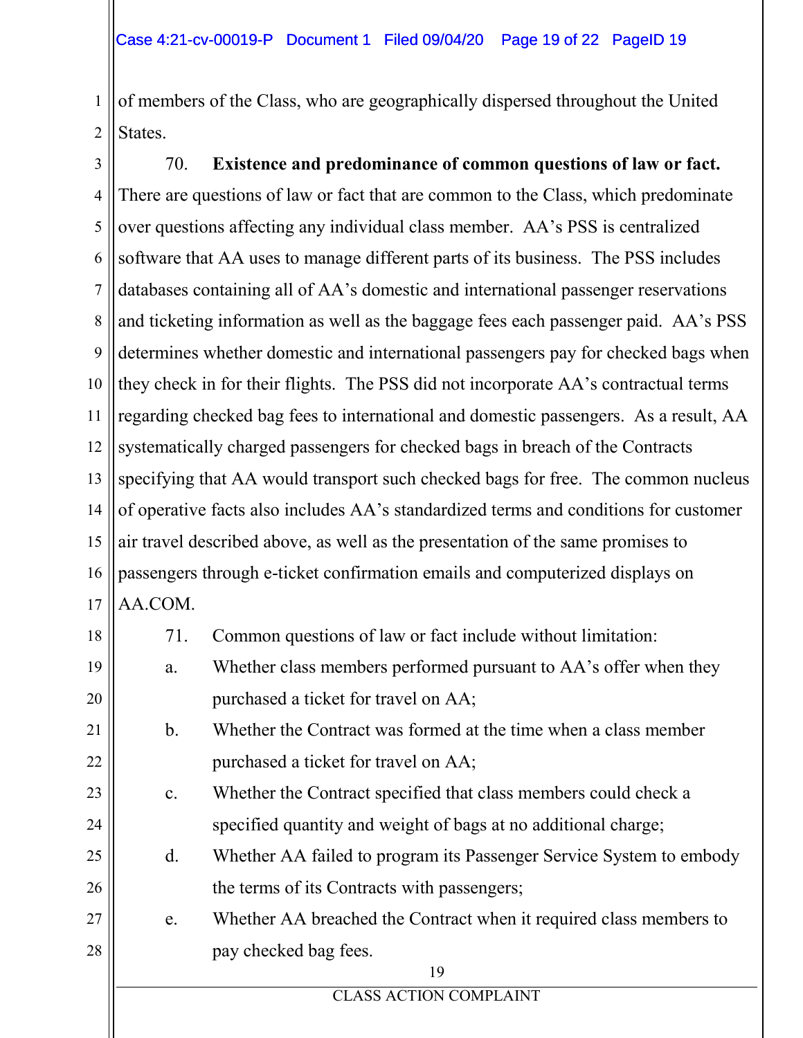of members of the Class, who are geographically dispersed throughout the United States.

70. **Existence and predominance of common questions of law or fact.** There are questions of law or fact that are common to the Class, which predominate over questions affecting any individual class member. AA's PSS is centralized software that AA uses to manage different parts of its business. The PSS includes databases containing all of AA's domestic and international passenger reservations and ticketing information as well as the baggage fees each passenger paid. AA's PSS determines whether domestic and international passengers pay for checked bags when they check in for their flights. The PSS did not incorporate AA's contractual terms regarding checked bag fees to international and domestic passengers. As a result, AA systematically charged passengers for checked bags in breach of the Contracts specifying that AA would transport such checked bags for free. The common nucleus of operative facts also includes AA's standardized terms and conditions for customer air travel described above, as well as the presentation of the same promises to passengers through e-ticket confirmation emails and computerized displays on AA.COM.

71. Common questions of law or fact include without limitation:

a. Whether class members performed pursuant to AA's offer when they purchased a ticket for travel on AA;

b. Whether the Contract was formed at the time when a class member purchased a ticket for travel on AA;

c. Whether the Contract specified that class members could check a specified quantity and weight of bags at no additional charge;

d. Whether AA failed to program its Passenger Service System to embody the terms of its Contracts with passengers;

e. Whether AA breached the Contract when it required class members to pay checked bag fees.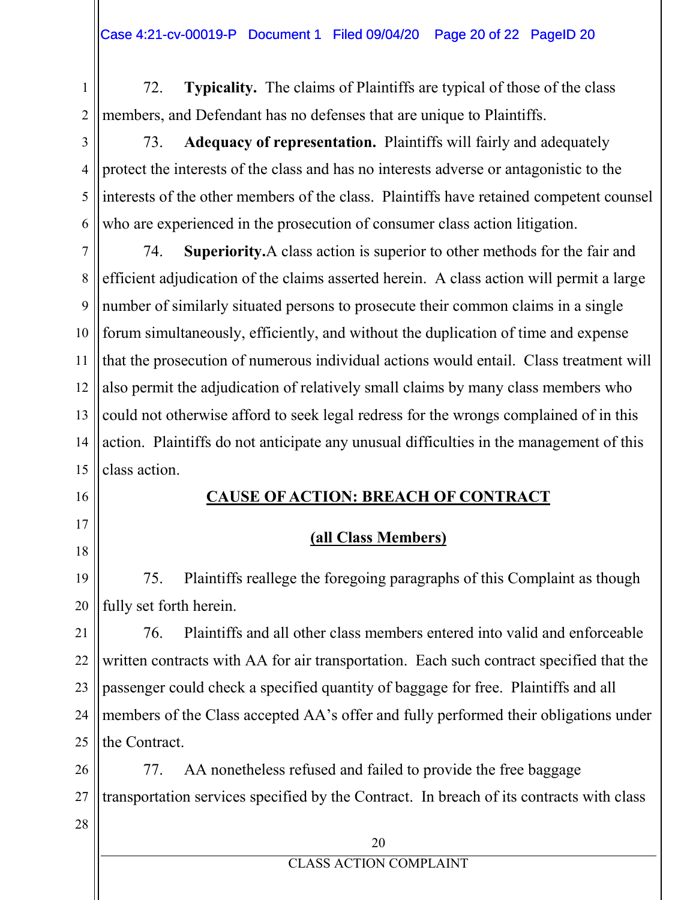72. **Typicality.** The claims of Plaintiffs are typical of those of the class members, and Defendant has no defenses that are unique to Plaintiffs.

73. **Adequacy of representation.** Plaintiffs will fairly and adequately protect the interests of the class and has no interests adverse or antagonistic to the interests of the other members of the class. Plaintiffs have retained competent counsel who are experienced in the prosecution of consumer class action litigation.

74. **Superiority.**A class action is superior to other methods for the fair and efficient adjudication of the claims asserted herein. A class action will permit a large number of similarly situated persons to prosecute their common claims in a single forum simultaneously, efficiently, and without the duplication of time and expense that the prosecution of numerous individual actions would entail. Class treatment will also permit the adjudication of relatively small claims by many class members who could not otherwise afford to seek legal redress for the wrongs complained of in this action. Plaintiffs do not anticipate any unusual difficulties in the management of this class action.

## CAUSE OF ACTION: BREACH OF CONTRACT

### (all Class Members)

75. Plaintiffs reallege the foregoing paragraphs of this Complaint as though fully set forth herein.

76. Plaintiffs and all other class members entered into valid and enforceable written contracts with AA for air transportation. Each such contract specified that the passenger could check a specified quantity of baggage for free. Plaintiffs and all members of the Class accepted AA's offer and fully performed their obligations under the Contract.

77. AA nonetheless refused and failed to provide the free baggage transportation services specified by the Contract. In breach of its contracts with class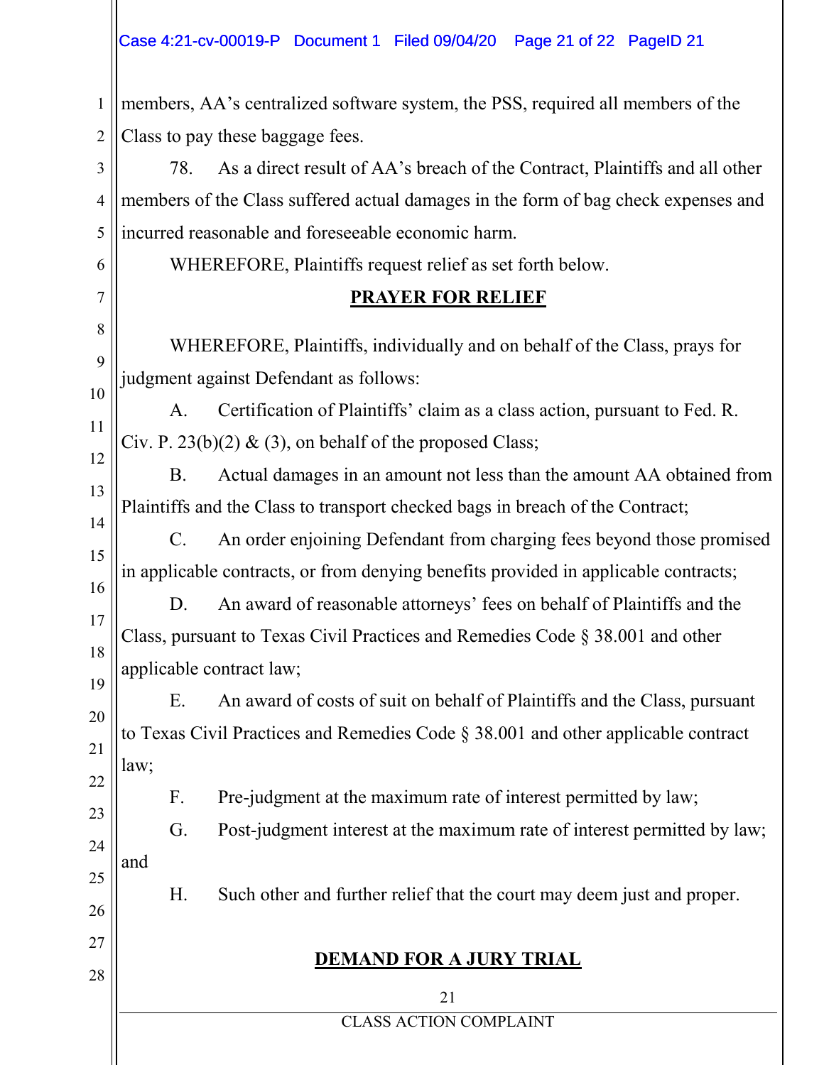members, AA's centralized software system, the PSS, required all members of the Class to pay these baggage fees.

78. As a direct result of AA's breach of the Contract, Plaintiffs and all other members of the Class suffered actual damages in the form of bag check expenses and incurred reasonable and foreseeable economic harm.

WHEREFORE, Plaintiffs request relief as set forth below.

## PRAYER FOR RELIEF

WHEREFORE, Plaintiffs, individually and on behalf of the Class, prays for judgment against Defendant as follows:

A. Certification of Plaintiffs' claim as a class action, pursuant to Fed. R. Civ. P. 23(b)(2) & (3), on behalf of the proposed Class;

B. Actual damages in an amount not less than the amount AA obtained from Plaintiffs and the Class to transport checked bags in breach of the Contract;

C. An order enjoining Defendant from charging fees beyond those promised in applicable contracts, or from denying benefits provided in applicable contracts;

D. An award of reasonable attorneys' fees on behalf of Plaintiffs and the Class, pursuant to Texas Civil Practices and Remedies Code § 38.001 and other applicable contract law;

E. An award of costs of suit on behalf of Plaintiffs and the Class, pursuant to Texas Civil Practices and Remedies Code § 38.001 and other applicable contract law;

F. Pre-judgment at the maximum rate of interest permitted by law;

G. Post-judgment interest at the maximum rate of interest permitted by law; and

H. Such other and further relief that the court may deem just and proper.

## DEMAND FOR A JURY TRIAL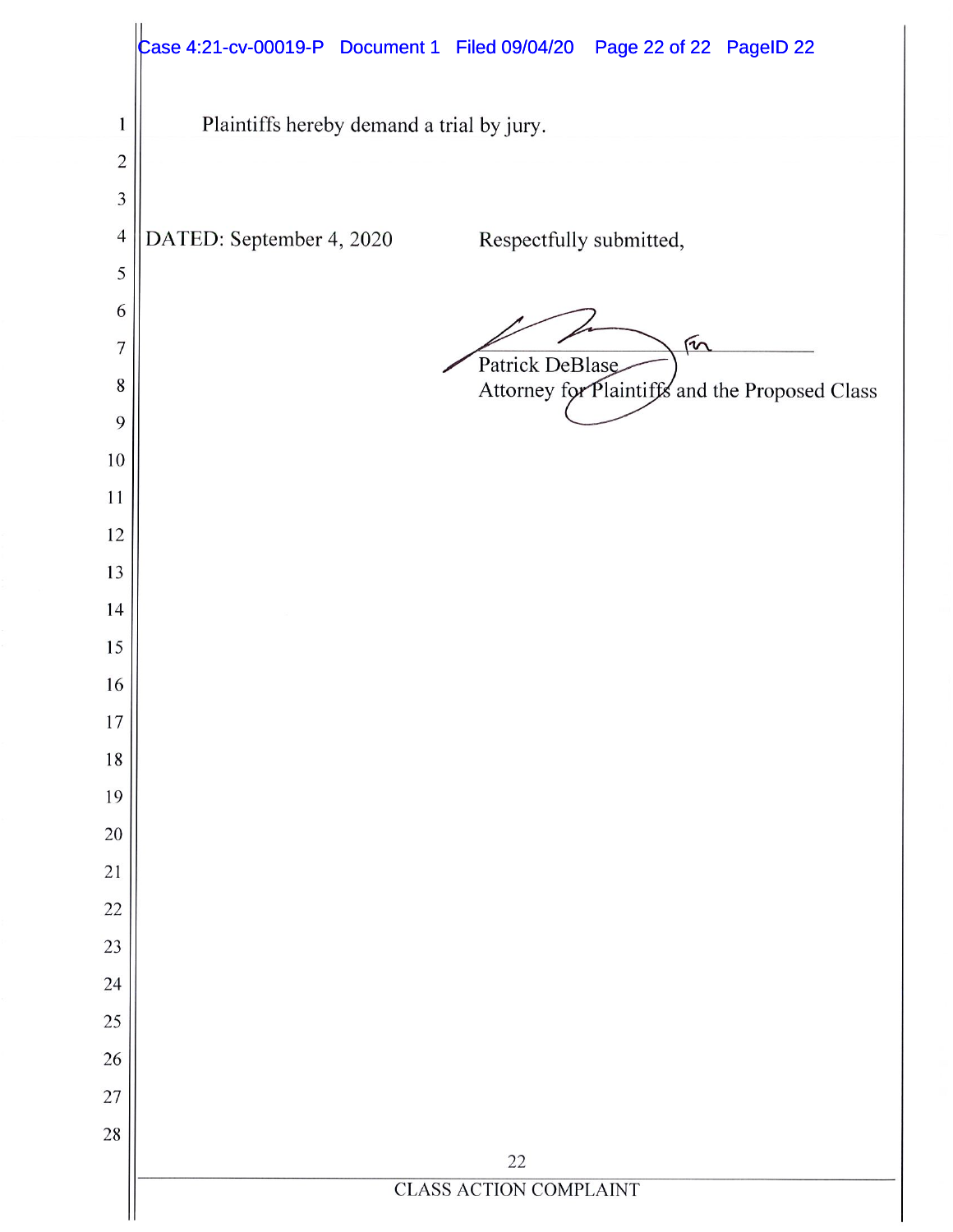Plaintiffs hereby demand a trial by jury.

DATED: September 4, 2020

Respectfully submitted,

Patrick DeBlase
Attorney for Plaintiffs and the Proposed Class